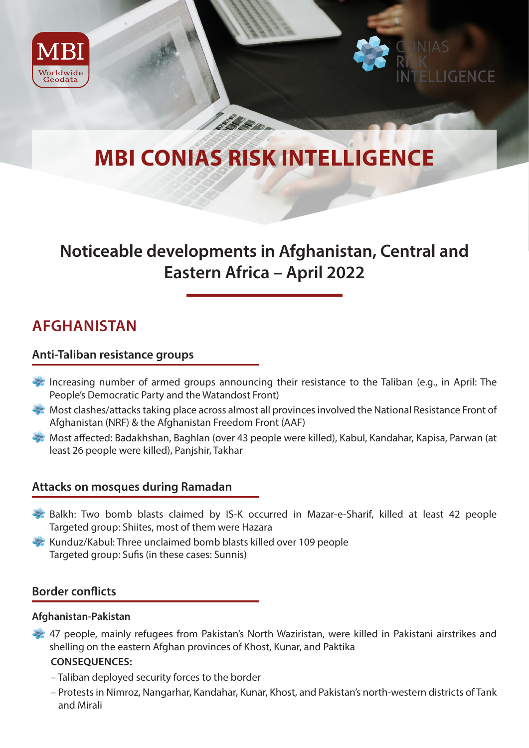# MBI CONIAS RISK INTELLIGENCE

## Noticeable developments in Afghanistan, Central and Eastern Africa – April 2022

## AFGHANISTAN

### Anti-Taliban resistance groups

- Increasing number of armed groups announcing their resistance to the Taliban (e.g., in April: The People's Democratic Party and the Watandost Front)
- Most clashes/attacks taking place across almost all provinces involved the National Resistance Front of Afghanistan (NRF) & the Afghanistan Freedom Front (AAF)
- Most affected: Badakhshan, Baghlan (over 43 people were killed), Kabul, Kandahar, Kapisa, Parwan (at least 26 people were killed), Panjshir, Takhar

### Attacks on mosques during Ramadan

- Balkh: Two bomb blasts claimed by IS-K occurred in Mazar-e-Sharif, killed at least 42 people
  Targeted group: Shiites, most of them were Hazara
- Kunduz/Kabul: Three unclaimed bomb blasts killed over 109 people
  Targeted group: Sufis (in these cases: Sunnis)

### Border conflicts

#### Afghanistan-Pakistan

- 47 people, mainly refugees from Pakistan's North Waziristan, were killed in Pakistani airstrikes and shelling on the eastern Afghan provinces of Khost, Kunar, and Paktika

  **CONSEQUENCES:**

  – Taliban deployed security forces to the border

  – Protests in Nimroz, Nangarhar, Kandahar, Kunar, Khost, and Pakistan's north-western districts of Tank and Mirali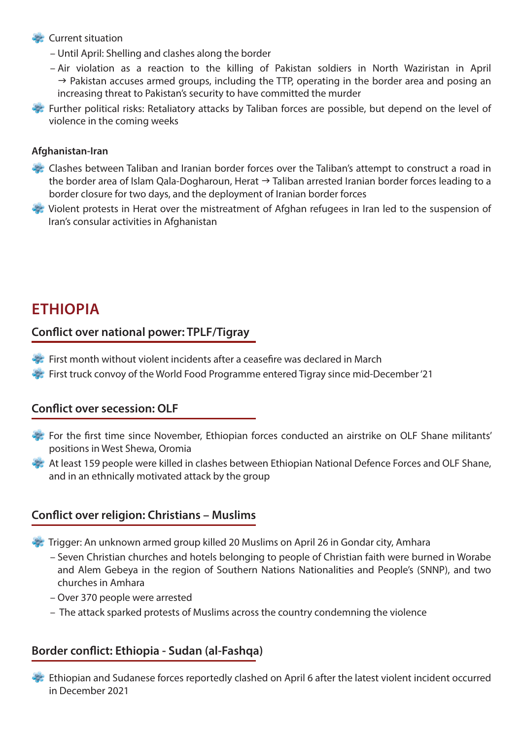- Current situation
  - Until April: Shelling and clashes along the border
  - Air violation as a reaction to the killing of Pakistan soldiers in North Waziristan in April → Pakistan accuses armed groups, including the TTP, operating in the border area and posing an increasing threat to Pakistan's security to have committed the murder
- Further political risks: Retaliatory attacks by Taliban forces are possible, but depend on the level of violence in the coming weeks

**Afghanistan-Iran**

- Clashes between Taliban and Iranian border forces over the Taliban's attempt to construct a road in the border area of Islam Qala-Dogharoun, Herat → Taliban arrested Iranian border forces leading to a border closure for two days, and the deployment of Iranian border forces
- Violent protests in Herat over the mistreatment of Afghan refugees in Iran led to the suspension of Iran's consular activities in Afghanistan

## ETHIOPIA

### Conflict over national power: TPLF/Tigray

- First month without violent incidents after a ceasefire was declared in March
- First truck convoy of the World Food Programme entered Tigray since mid-December '21

### Conflict over secession: OLF

- For the first time since November, Ethiopian forces conducted an airstrike on OLF Shane militants' positions in West Shewa, Oromia
- At least 159 people were killed in clashes between Ethiopian National Defence Forces and OLF Shane, and in an ethnically motivated attack by the group

### Conflict over religion: Christians – Muslims

- Trigger: An unknown armed group killed 20 Muslims on April 26 in Gondar city, Amhara
  - Seven Christian churches and hotels belonging to people of Christian faith were burned in Worabe and Alem Gebeya in the region of Southern Nations Nationalities and People's (SNNP), and two churches in Amhara
  - Over 370 people were arrested
  - The attack sparked protests of Muslims across the country condemning the violence

### Border conflict: Ethiopia - Sudan (al-Fashqa)

- Ethiopian and Sudanese forces reportedly clashed on April 6 after the latest violent incident occurred in December 2021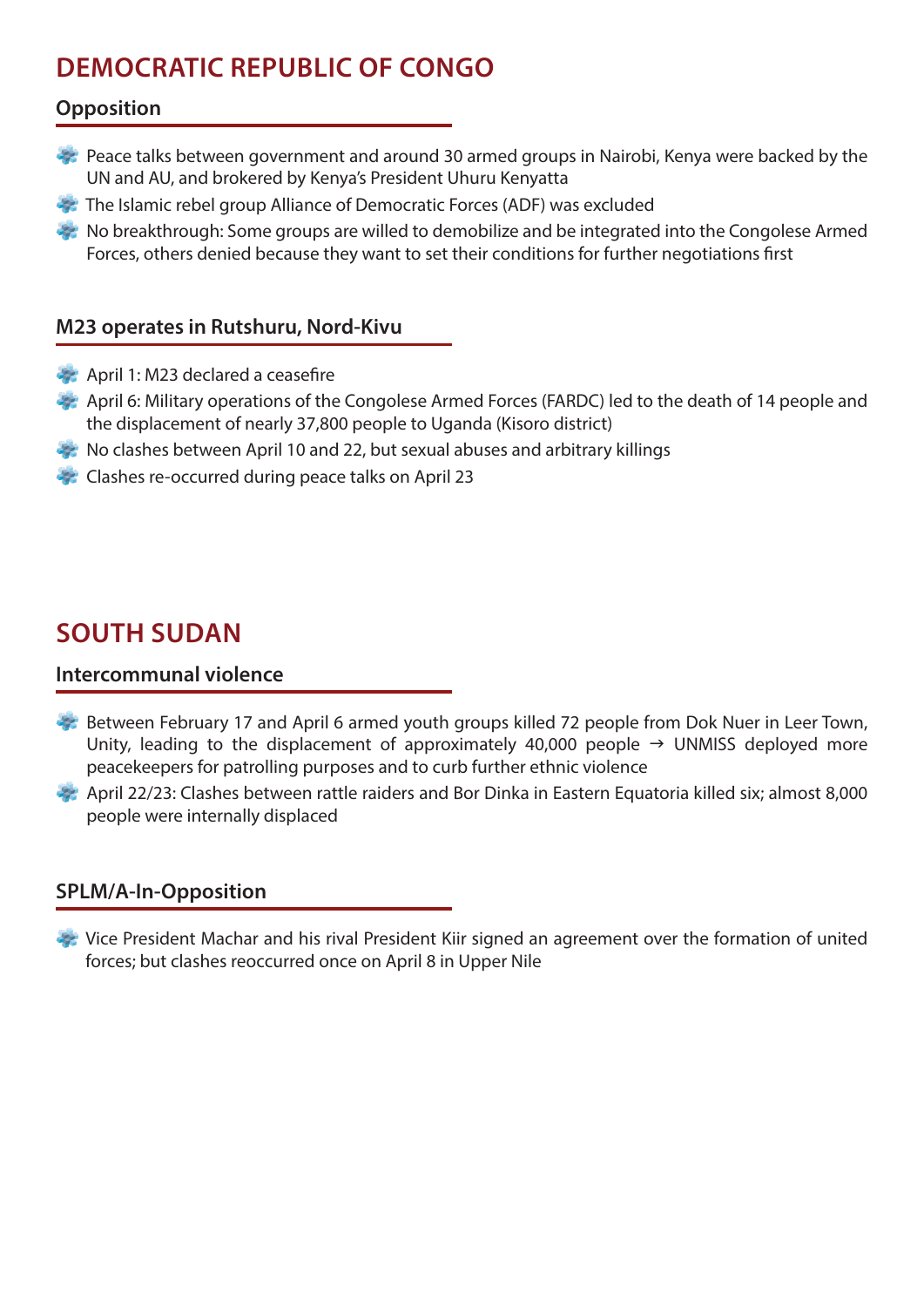# DEMOCRATIC REPUBLIC OF CONGO

## Opposition

- Peace talks between government and around 30 armed groups in Nairobi, Kenya were backed by the UN and AU, and brokered by Kenya's President Uhuru Kenyatta
- The Islamic rebel group Alliance of Democratic Forces (ADF) was excluded
- No breakthrough: Some groups are willed to demobilize and be integrated into the Congolese Armed Forces, others denied because they want to set their conditions for further negotiations first

## M23 operates in Rutshuru, Nord-Kivu

- April 1: M23 declared a ceasefire
- April 6: Military operations of the Congolese Armed Forces (FARDC) led to the death of 14 people and the displacement of nearly 37,800 people to Uganda (Kisoro district)
- No clashes between April 10 and 22, but sexual abuses and arbitrary killings
- Clashes re-occurred during peace talks on April 23

# SOUTH SUDAN

## Intercommunal violence

- Between February 17 and April 6 armed youth groups killed 72 people from Dok Nuer in Leer Town, Unity, leading to the displacement of approximately 40,000 people → UNMISS deployed more peacekeepers for patrolling purposes and to curb further ethnic violence
- April 22/23: Clashes between rattle raiders and Bor Dinka in Eastern Equatoria killed six; almost 8,000 people were internally displaced

## SPLM/A-In-Opposition

- Vice President Machar and his rival President Kiir signed an agreement over the formation of united forces; but clashes reoccurred once on April 8 in Upper Nile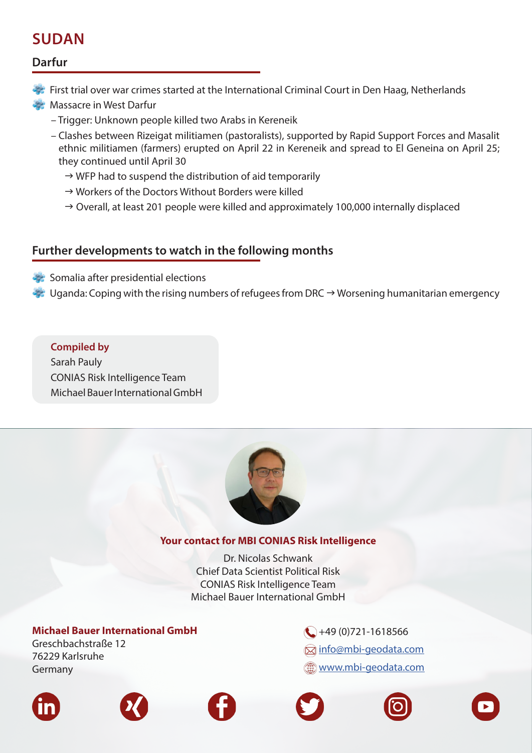# SUDAN

## Darfur

- First trial over war crimes started at the International Criminal Court in Den Haag, Netherlands
- Massacre in West Darfur
  - Trigger: Unknown people killed two Arabs in Kereneik
  - Clashes between Rizeigat militiamen (pastoralists), supported by Rapid Support Forces and Masalit ethnic militiamen (farmers) erupted on April 22 in Kereneik and spread to El Geneina on April 25; they continued until April 30
    - → WFP had to suspend the distribution of aid temporarily
    - → Workers of the Doctors Without Borders were killed
    - → Overall, at least 201 people were killed and approximately 100,000 internally displaced

## Further developments to watch in the following months

- Somalia after presidential elections
- Uganda: Coping with the rising numbers of refugees from DRC → Worsening humanitarian emergency

**Compiled by**
Sarah Pauly
CONIAS Risk Intelligence Team
Michael Bauer International GmbH

**Your contact for MBI CONIAS Risk Intelligence**

Dr. Nicolas Schwank
Chief Data Scientist Political Risk
CONIAS Risk Intelligence Team
Michael Bauer International GmbH

**Michael Bauer International GmbH**
Greschbachstraße 12
76229 Karlsruhe
Germany

+49 (0)721-1618566
info@mbi-geodata.com
www.mbi-geodata.com